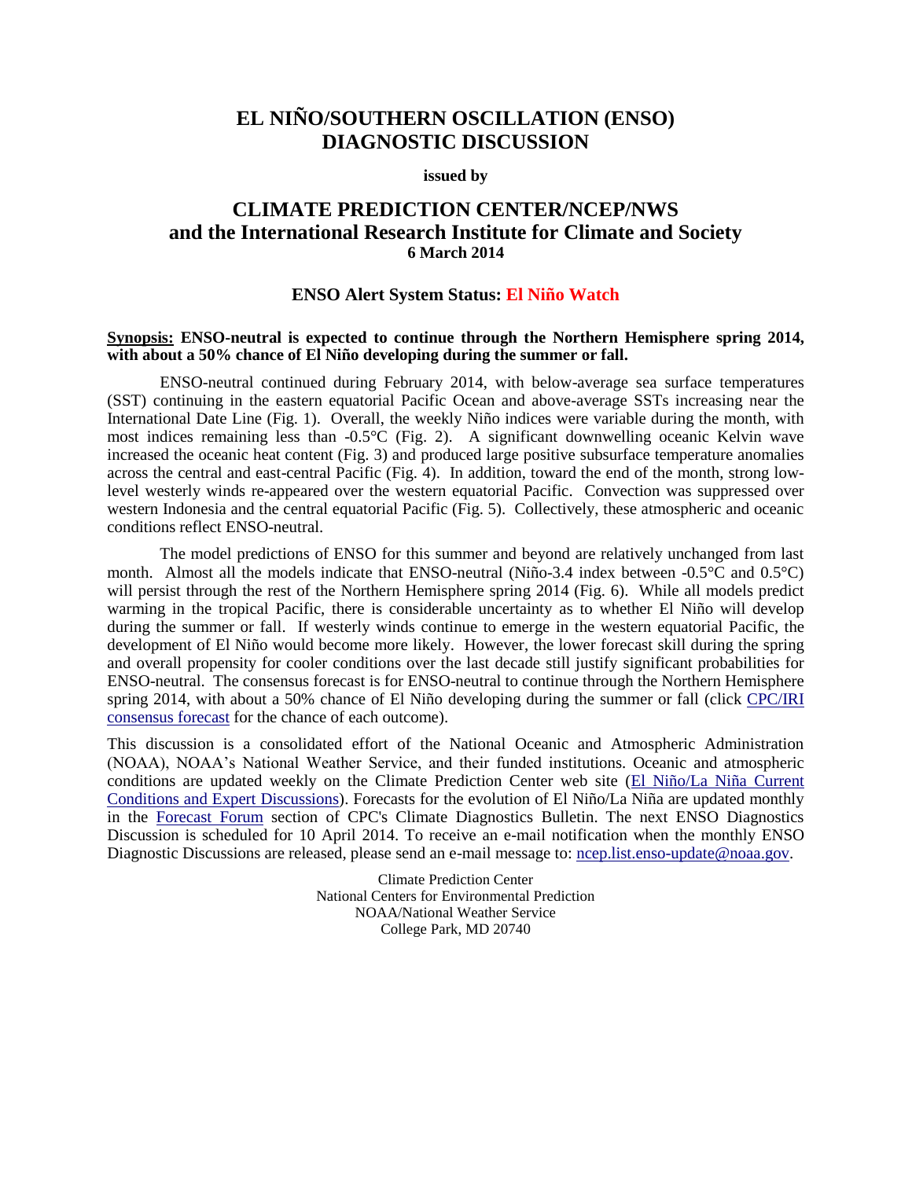# EL NIÑO/SOUTHERN OSCILLATION (ENSO) DIAGNOSTIC DISCUSSION

**issued by**

## CLIMATE PREDICTION CENTER/NCEP/NWS and the International Research Institute for Climate and Society

**6 March 2014**

### ENSO Alert System Status: El Niño Watch

**Synopsis: ENSO-neutral is expected to continue through the Northern Hemisphere spring 2014, with about a 50% chance of El Niño developing during the summer or fall.**

ENSO-neutral continued during February 2014, with below-average sea surface temperatures (SST) continuing in the eastern equatorial Pacific Ocean and above-average SSTs increasing near the International Date Line (Fig. 1). Overall, the weekly Niño indices were variable during the month, with most indices remaining less than -0.5°C (Fig. 2). A significant downwelling oceanic Kelvin wave increased the oceanic heat content (Fig. 3) and produced large positive subsurface temperature anomalies across the central and east-central Pacific (Fig. 4). In addition, toward the end of the month, strong low-level westerly winds re-appeared over the western equatorial Pacific. Convection was suppressed over western Indonesia and the central equatorial Pacific (Fig. 5). Collectively, these atmospheric and oceanic conditions reflect ENSO-neutral.

The model predictions of ENSO for this summer and beyond are relatively unchanged from last month. Almost all the models indicate that ENSO-neutral (Niño-3.4 index between -0.5°C and 0.5°C) will persist through the rest of the Northern Hemisphere spring 2014 (Fig. 6). While all models predict warming in the tropical Pacific, there is considerable uncertainty as to whether El Niño will develop during the summer or fall. If westerly winds continue to emerge in the western equatorial Pacific, the development of El Niño would become more likely. However, the lower forecast skill during the spring and overall propensity for cooler conditions over the last decade still justify significant probabilities for ENSO-neutral. The consensus forecast is for ENSO-neutral to continue through the Northern Hemisphere spring 2014, with about a 50% chance of El Niño developing during the summer or fall (click CPC/IRI consensus forecast for the chance of each outcome).

This discussion is a consolidated effort of the National Oceanic and Atmospheric Administration (NOAA), NOAA's National Weather Service, and their funded institutions. Oceanic and atmospheric conditions are updated weekly on the Climate Prediction Center web site (El Niño/La Niña Current Conditions and Expert Discussions). Forecasts for the evolution of El Niño/La Niña are updated monthly in the Forecast Forum section of CPC's Climate Diagnostics Bulletin. The next ENSO Diagnostics Discussion is scheduled for 10 April 2014. To receive an e-mail notification when the monthly ENSO Diagnostic Discussions are released, please send an e-mail message to: ncep.list.enso-update@noaa.gov.

Climate Prediction Center  
National Centers for Environmental Prediction  
NOAA/National Weather Service  
College Park, MD 20740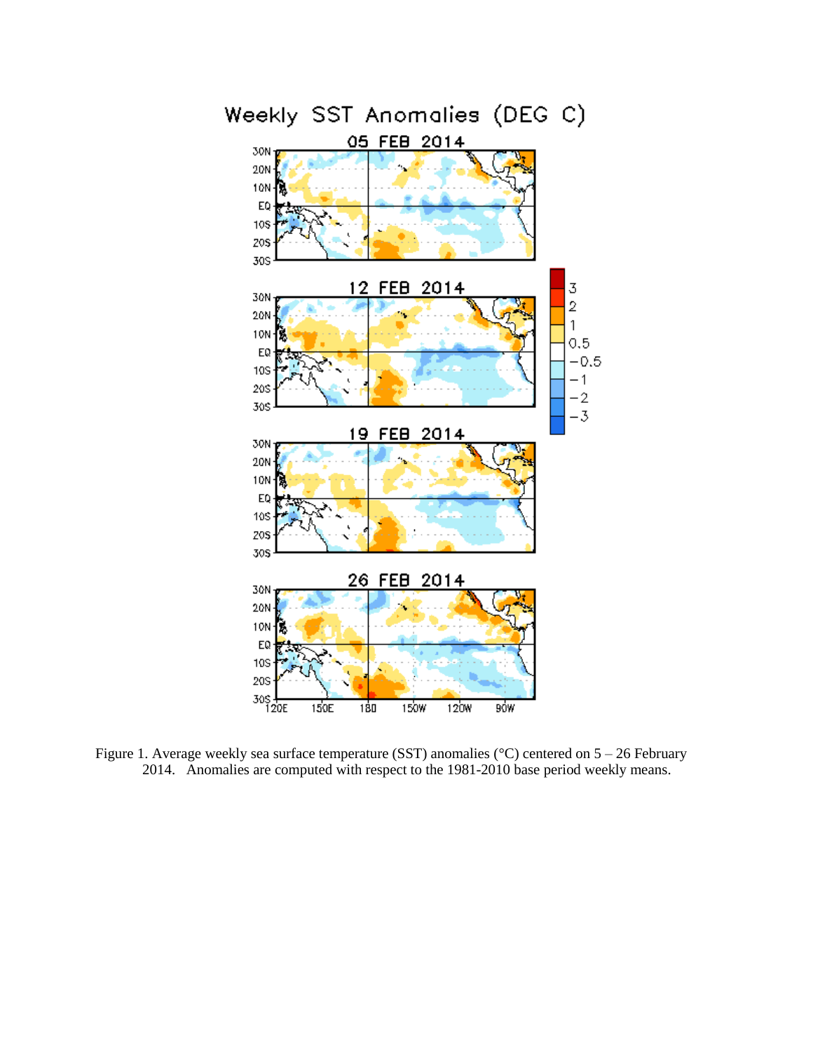Figure 1. Average weekly sea surface temperature (SST) anomalies (°C) centered on 5 – 26 February 2014. Anomalies are computed with respect to the 1981-2010 base period weekly means.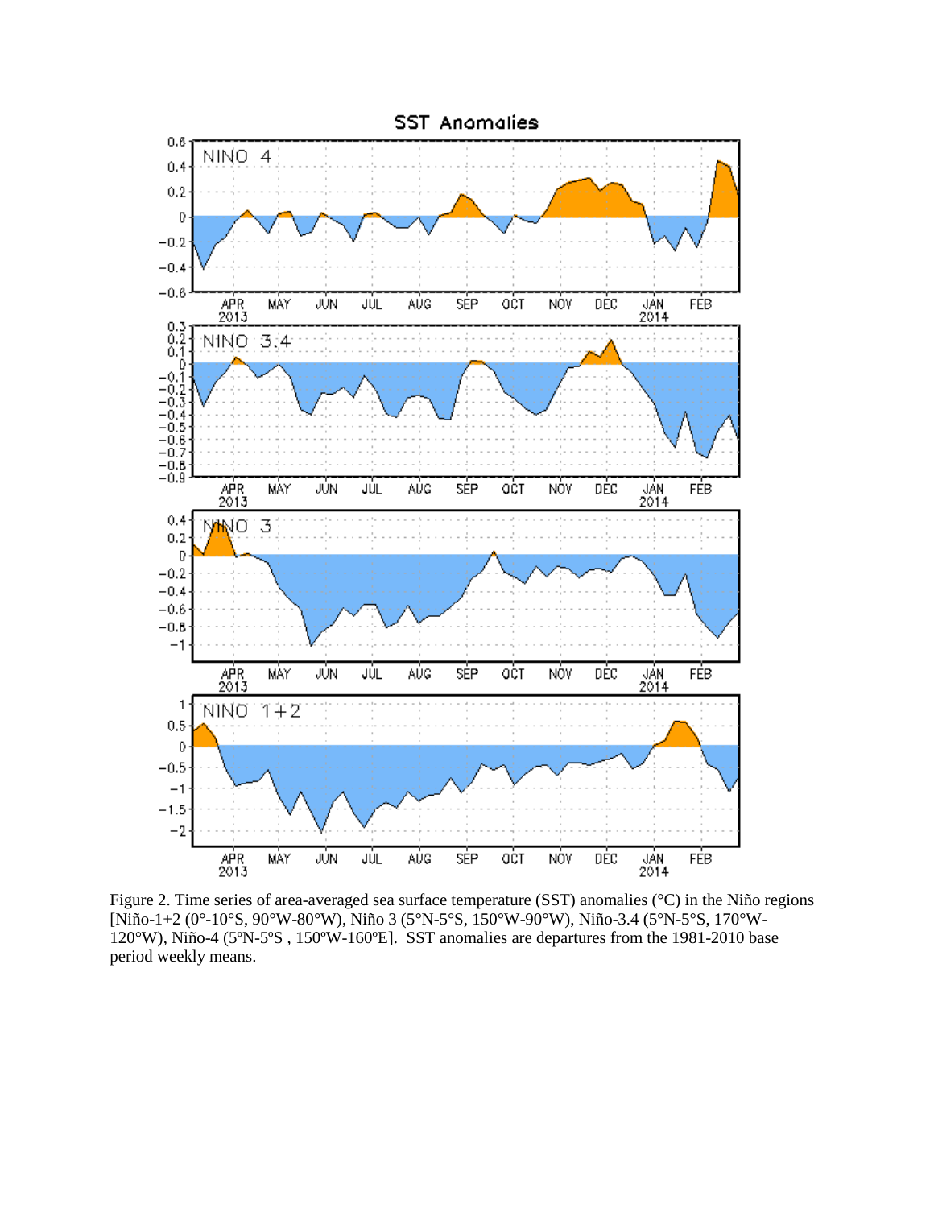Figure 2. Time series of area-averaged sea surface temperature (SST) anomalies (°C) in the Niño regions [Niño-1+2 (0°-10°S, 90°W-80°W), Niño 3 (5°N-5°S, 150°W-90°W), Niño-3.4 (5°N-5°S, 170°W-120°W), Niño-4 (5ºN-5ºS , 150ºW-160ºE]. SST anomalies are departures from the 1981-2010 base period weekly means.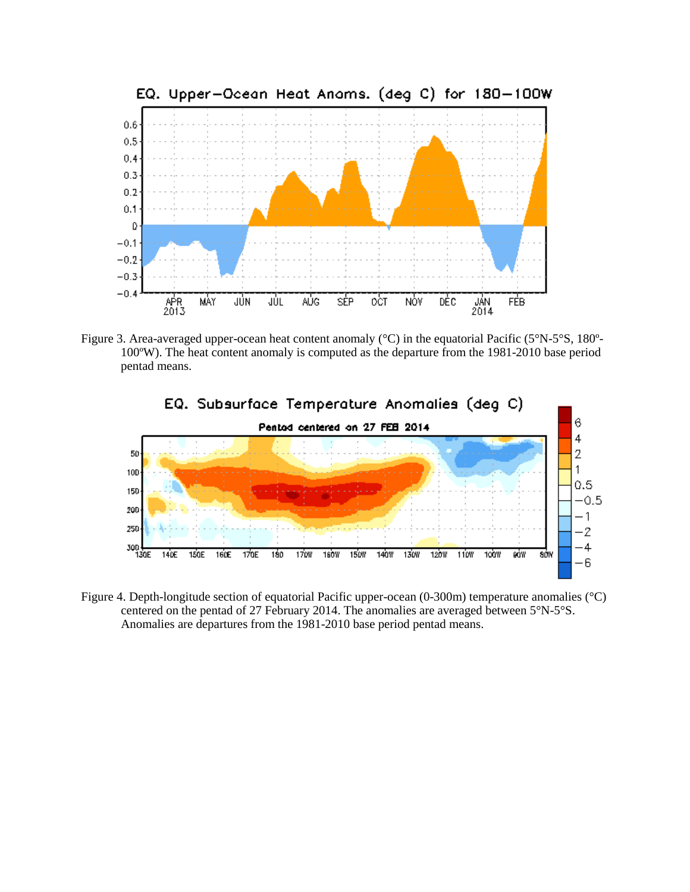Figure 3. Area-averaged upper-ocean heat content anomaly (°C) in the equatorial Pacific (5°N-5°S, 180º-100ºW). The heat content anomaly is computed as the departure from the 1981-2010 base period pentad means.

Figure 4. Depth-longitude section of equatorial Pacific upper-ocean (0-300m) temperature anomalies (°C) centered on the pentad of 27 February 2014. The anomalies are averaged between 5°N-5°S. Anomalies are departures from the 1981-2010 base period pentad means.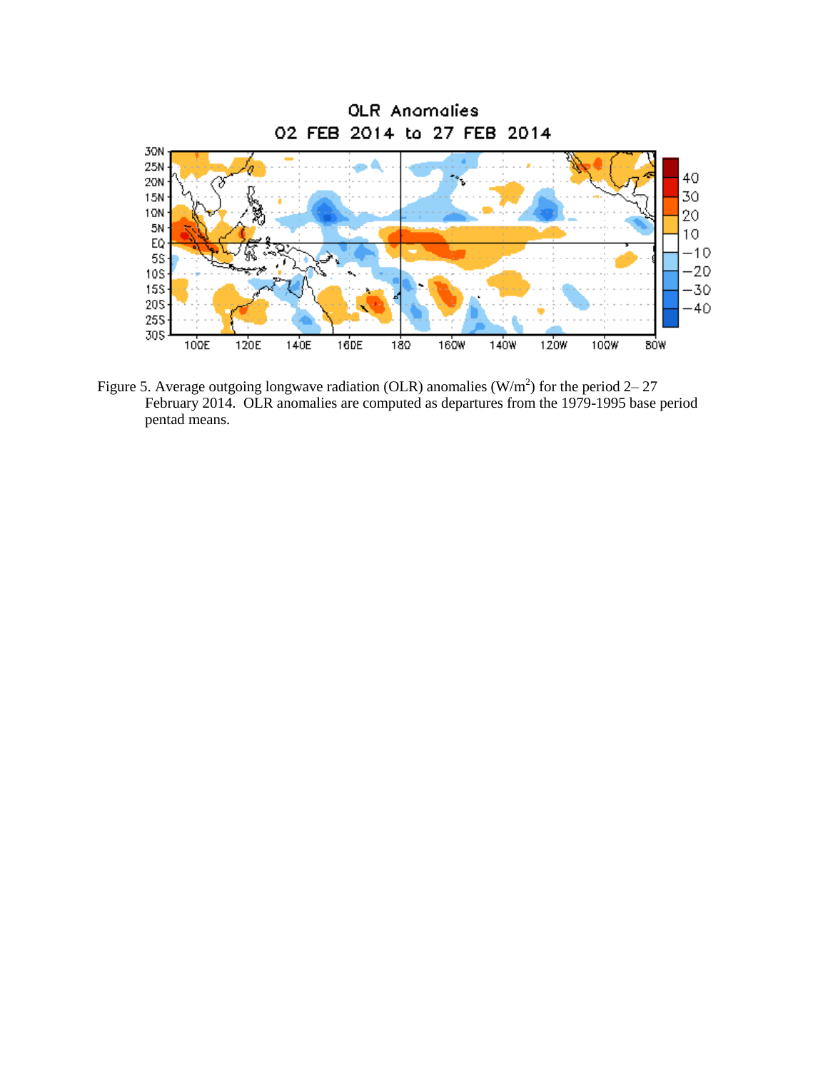Figure 5. Average outgoing longwave radiation (OLR) anomalies ($W/m^2$) for the period 2– 27 February 2014. OLR anomalies are computed as departures from the 1979-1995 base period pentad means.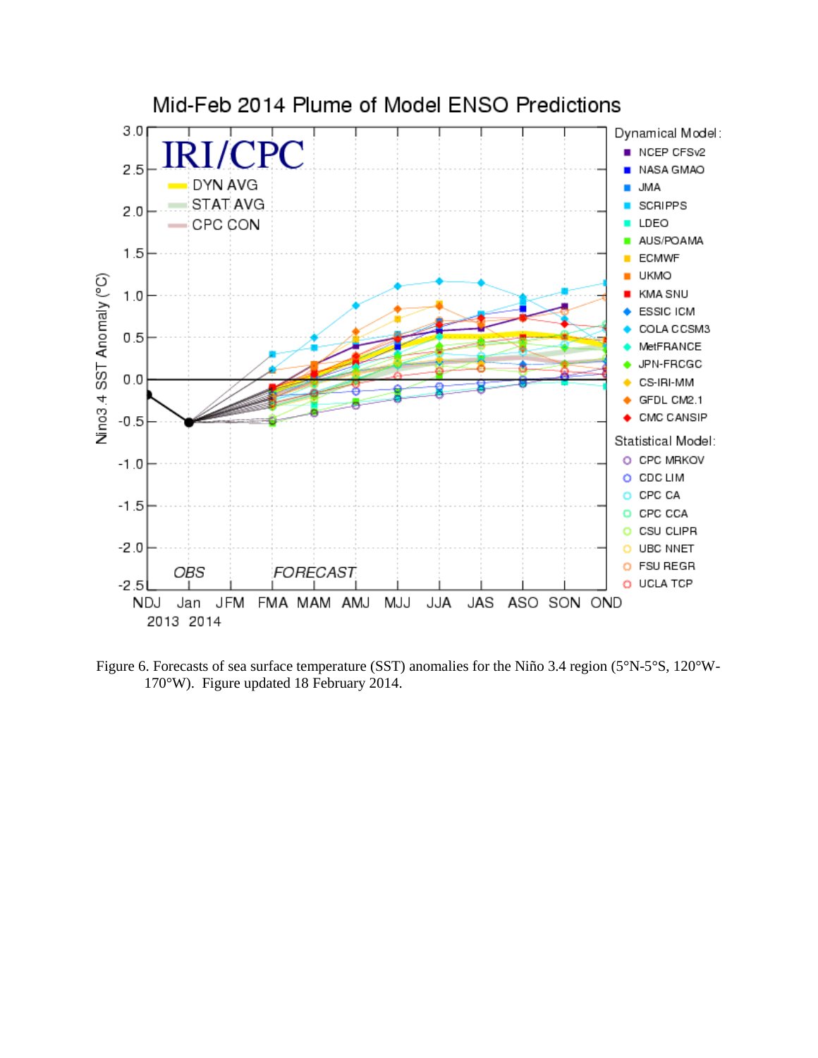Mid-Feb 2014 Plume of Model ENSO Predictions

IRI/CPC

DYN AVG

STAT AVG

CPC CON

Nino3.4 SST Anomaly (°C)

3.0
2.5
2.0
1.5
1.0
0.5
0.0
-0.5
-1.0
-1.5
-2.0
-2.5

OBS

FORECAST

NDJ Jan JFM FMA MAM AMJ MJJ JJA JAS ASO SON OND

2013 2014

Dynamical Model:

NCEP CFSv2
NASA GMAO
JMA
SCRIPPS
LDEO
AUS/POAMA
ECMWF
UKMO
KMA SNU
ESSIC ICM
COLA CCSM3
MetFRANCE
JPN-FRCGC
CS-IRI-MM
GFDL CM2.1
CMC CANSIP

Statistical Model:

CPC MRKOV
CDC LIM
CPC CA
CPC CCA
CSU CLIPR
UBC NNET
FSU REGR
UCLA TCP

Figure 6. Forecasts of sea surface temperature (SST) anomalies for the Niño 3.4 region (5°N-5°S, 120°W-170°W). Figure updated 18 February 2014.